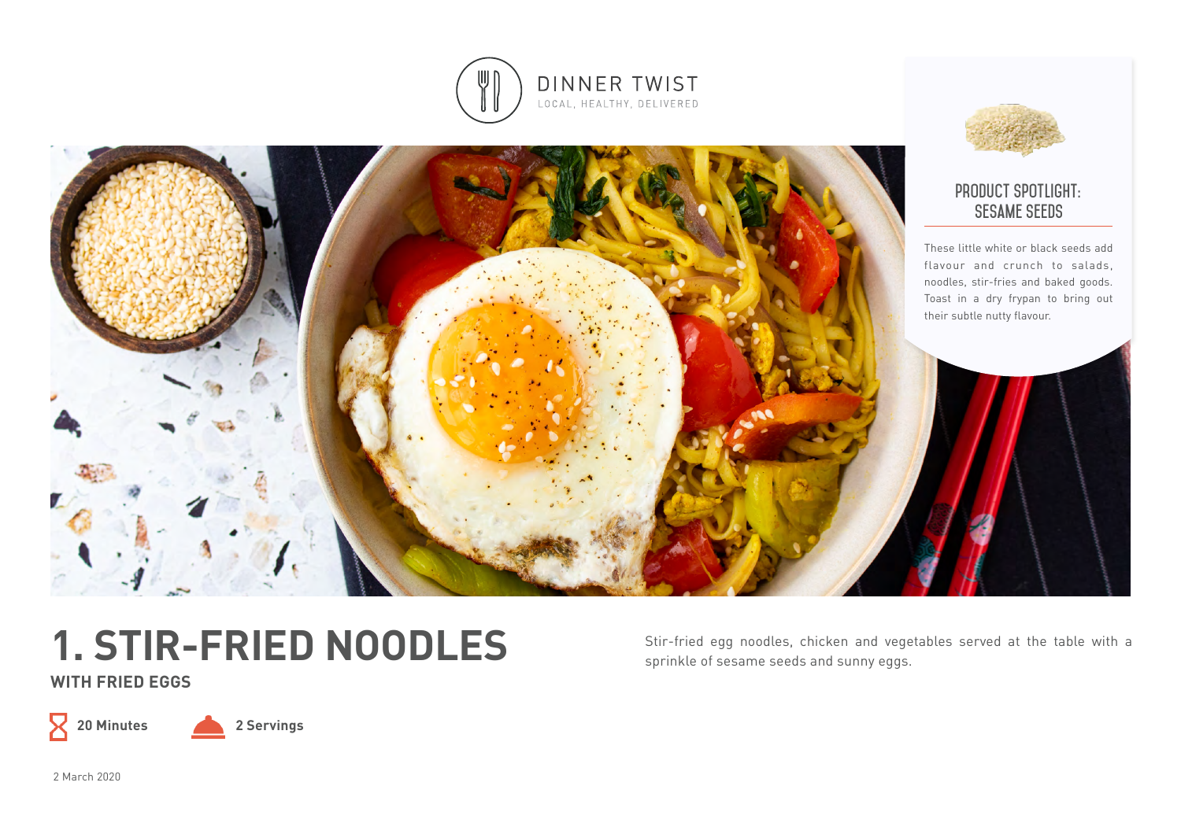DINNER TWIST

LOCAL, HEALTHY, DELIVERED

## PRODUCT SPOTLIGHT: SESAME SEEDS

These little white or black seeds add flavour and crunch to salads, noodles, stir-fries and baked goods. Toast in a dry frypan to bring out their subtle nutty flavour.

# 1. STIR-FRIED NOODLES

## WITH FRIED EGGS

Stir-fried egg noodles, chicken and vegetables served at the table with a sprinkle of sesame seeds and sunny eggs.

**20 Minutes** **2 Servings**

2 March 2020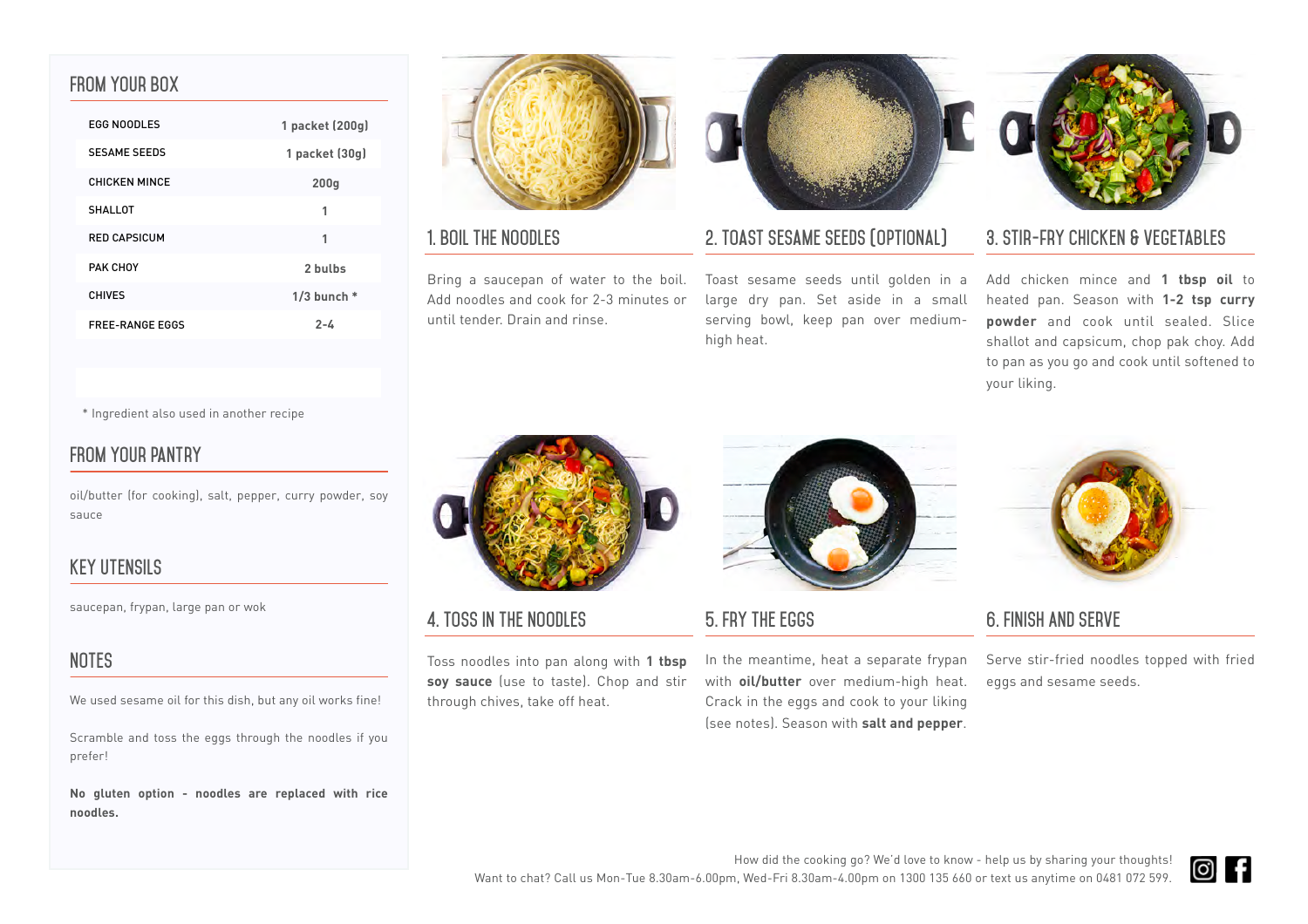## FROM YOUR BOX

| | |
|---|---|
| EGG NOODLES | 1 packet (200g) |
| SESAME SEEDS | 1 packet (30g) |
| CHICKEN MINCE | 200g |
| SHALLOT | 1 |
| RED CAPSICUM | 1 |
| PAK CHOY | 2 bulbs |
| CHIVES | 1/3 bunch * |
| FREE-RANGE EGGS | 2-4 |

* Ingredient also used in another recipe

## FROM YOUR PANTRY

oil/butter (for cooking), salt, pepper, curry powder, soy sauce

## KEY UTENSILS

saucepan, frypan, large pan or wok

## NOTES

We used sesame oil for this dish, but any oil works fine!

Scramble and toss the eggs through the noodles if you prefer!

**No gluten option - noodles are replaced with rice noodles.**

## 1. BOIL THE NOODLES

Bring a saucepan of water to the boil. Add noodles and cook for 2-3 minutes or until tender. Drain and rinse.

## 2. TOAST SESAME SEEDS (OPTIONAL)

Toast sesame seeds until golden in a large dry pan. Set aside in a small serving bowl, keep pan over medium-high heat.

## 3. STIR-FRY CHICKEN & VEGETABLES

Add chicken mince and **1 tbsp oil** to heated pan. Season with **1-2 tsp curry powder** and cook until sealed. Slice shallot and capsicum, chop pak choy. Add to pan as you go and cook until softened to your liking.

## 4. TOSS IN THE NOODLES

Toss noodles into pan along with **1 tbsp soy sauce** (use to taste). Chop and stir through chives, take off heat.

## 5. FRY THE EGGS

In the meantime, heat a separate frypan with **oil/butter** over medium-high heat. Crack in the eggs and cook to your liking (see notes). Season with **salt and pepper**.

## 6. FINISH AND SERVE

Serve stir-fried noodles topped with fried eggs and sesame seeds.

How did the cooking go? We'd love to know - help us by sharing your thoughts!
Want to chat? Call us Mon-Tue 8.30am-6.00pm, Wed-Fri 8.30am-4.00pm on 1300 135 660 or text us anytime on 0481 072 599.